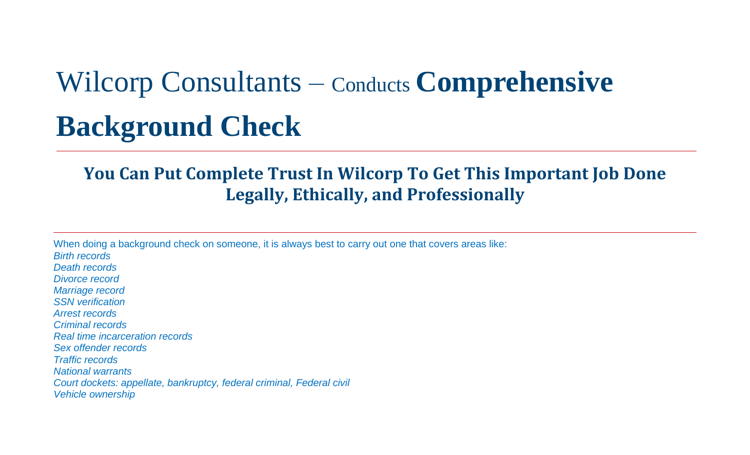# Wilcorp Consultants – Conducts **Comprehensive Background Check**

## You Can Put Complete Trust In Wilcorp To Get This Important Job Done Legally, Ethically, and Professionally

When doing a background check on someone, it is always best to carry out one that covers areas like:

*Birth records*
*Death records*
*Divorce record*
*Marriage record*
*SSN verification*
*Arrest records*
*Criminal records*
*Real time incarceration records*
*Sex offender records*
*Traffic records*
*National warrants*
*Court dockets: appellate, bankruptcy, federal criminal, Federal civil*
*Vehicle ownership*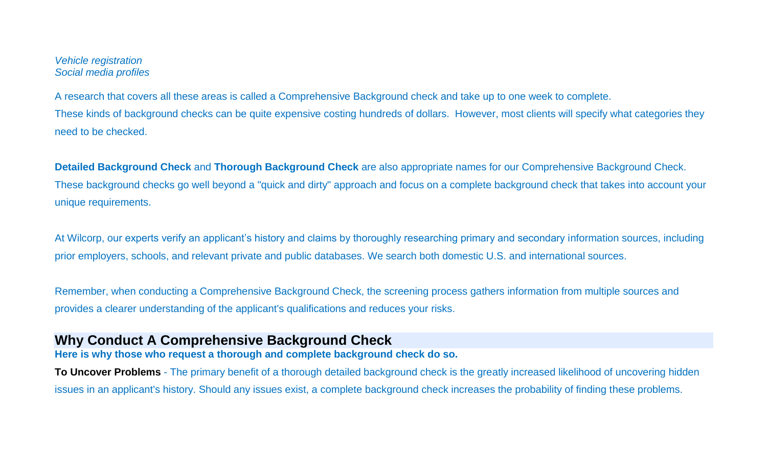*Vehicle registration*
*Social media profiles*

A research that covers all these areas is called a Comprehensive Background check and take up to one week to complete.
These kinds of background checks can be quite expensive costing hundreds of dollars.  However, most clients will specify what categories they need to be checked.

**Detailed Background Check** and **Thorough Background Check** are also appropriate names for our Comprehensive Background Check. These background checks go well beyond a "quick and dirty" approach and focus on a complete background check that takes into account your unique requirements.

At Wilcorp, our experts verify an applicant's history and claims by thoroughly researching primary and secondary information sources, including prior employers, schools, and relevant private and public databases. We search both domestic U.S. and international sources.

Remember, when conducting a Comprehensive Background Check, the screening process gathers information from multiple sources and provides a clearer understanding of the applicant's qualifications and reduces your risks.

## Why Conduct A Comprehensive Background Check

**Here is why those who request a thorough and complete background check do so.**

**To Uncover Problems** - The primary benefit of a thorough detailed background check is the greatly increased likelihood of uncovering hidden issues in an applicant's history. Should any issues exist, a complete background check increases the probability of finding these problems.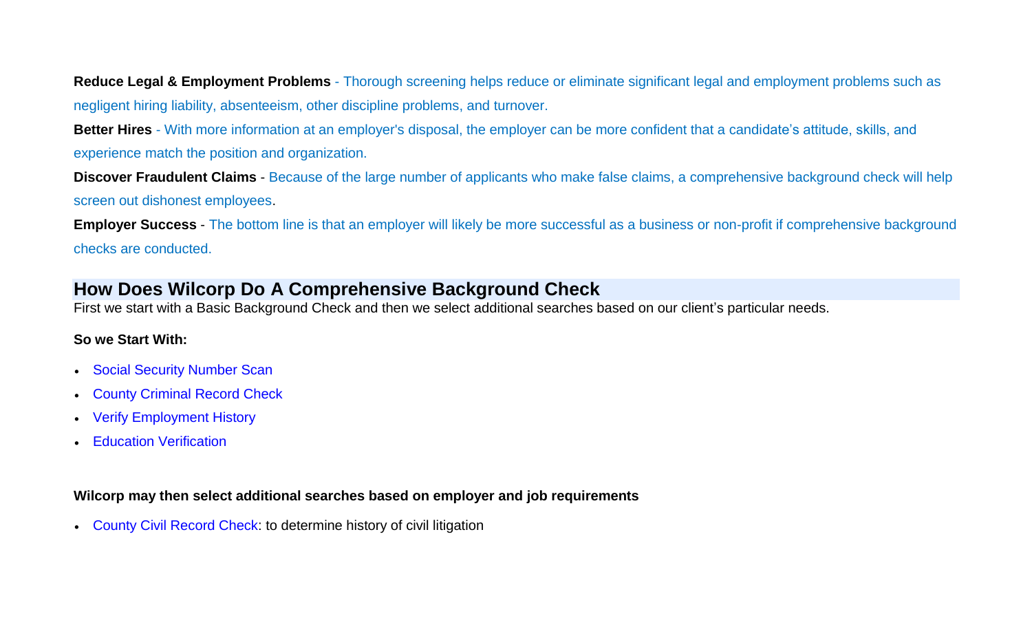**Reduce Legal & Employment Problems** - Thorough screening helps reduce or eliminate significant legal and employment problems such as negligent hiring liability, absenteeism, other discipline problems, and turnover.

**Better Hires** - With more information at an employer's disposal, the employer can be more confident that a candidate's attitude, skills, and experience match the position and organization.

**Discover Fraudulent Claims** - Because of the large number of applicants who make false claims, a comprehensive background check will help screen out dishonest employees.

**Employer Success** - The bottom line is that an employer will likely be more successful as a business or non-profit if comprehensive background checks are conducted.

## How Does Wilcorp Do A Comprehensive Background Check

First we start with a Basic Background Check and then we select additional searches based on our client's particular needs.

**So we Start With:**

- Social Security Number Scan
- County Criminal Record Check
- Verify Employment History
- Education Verification

**Wilcorp may then select additional searches based on employer and job requirements**

- County Civil Record Check: to determine history of civil litigation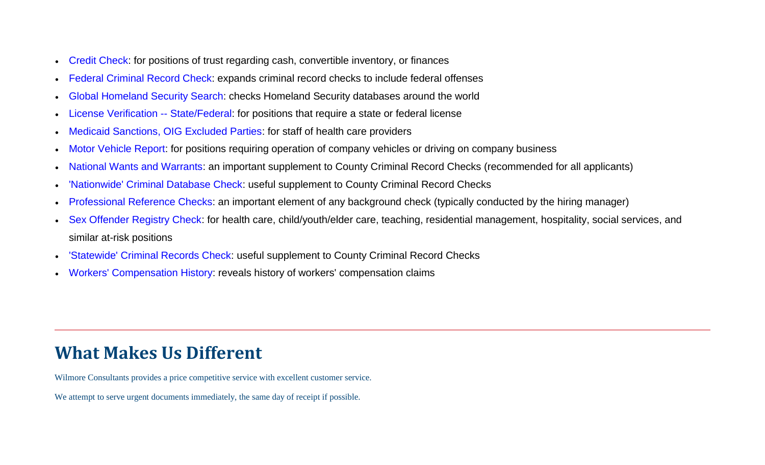- Credit Check: for positions of trust regarding cash, convertible inventory, or finances
- Federal Criminal Record Check: expands criminal record checks to include federal offenses
- Global Homeland Security Search: checks Homeland Security databases around the world
- License Verification -- State/Federal: for positions that require a state or federal license
- Medicaid Sanctions, OIG Excluded Parties: for staff of health care providers
- Motor Vehicle Report: for positions requiring operation of company vehicles or driving on company business
- National Wants and Warrants: an important supplement to County Criminal Record Checks (recommended for all applicants)
- 'Nationwide' Criminal Database Check: useful supplement to County Criminal Record Checks
- Professional Reference Checks: an important element of any background check (typically conducted by the hiring manager)
- Sex Offender Registry Check: for health care, child/youth/elder care, teaching, residential management, hospitality, social services, and similar at-risk positions
- 'Statewide' Criminal Records Check: useful supplement to County Criminal Record Checks
- Workers' Compensation History: reveals history of workers' compensation claims

---

## What Makes Us Different

Wilmore Consultants provides a price competitive service with excellent customer service.

We attempt to serve urgent documents immediately, the same day of receipt if possible.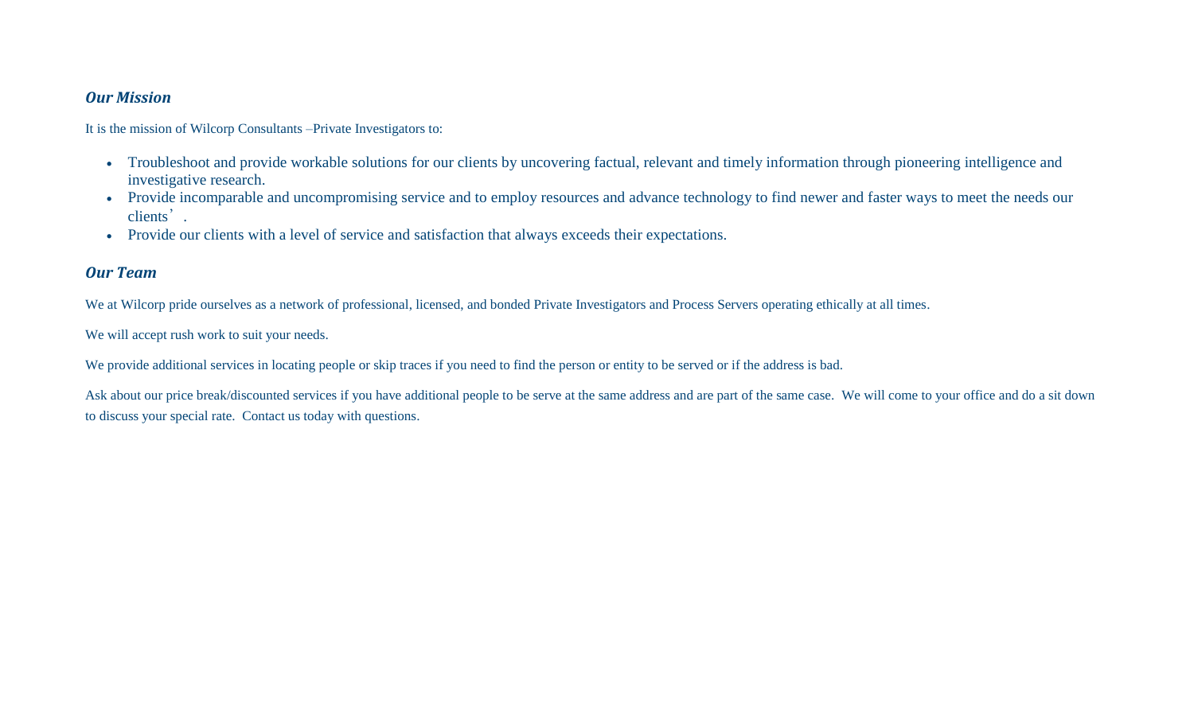## *Our Mission*

It is the mission of Wilcorp Consultants –Private Investigators to:

- Troubleshoot and provide workable solutions for our clients by uncovering factual, relevant and timely information through pioneering intelligence and investigative research.
- Provide incomparable and uncompromising service and to employ resources and advance technology to find newer and faster ways to meet the needs our clients'.
- Provide our clients with a level of service and satisfaction that always exceeds their expectations.

## *Our Team*

We at Wilcorp pride ourselves as a network of professional, licensed, and bonded Private Investigators and Process Servers operating ethically at all times.

We will accept rush work to suit your needs.

We provide additional services in locating people or skip traces if you need to find the person or entity to be served or if the address is bad.

Ask about our price break/discounted services if you have additional people to be serve at the same address and are part of the same case. We will come to your office and do a sit down to discuss your special rate. Contact us today with questions.